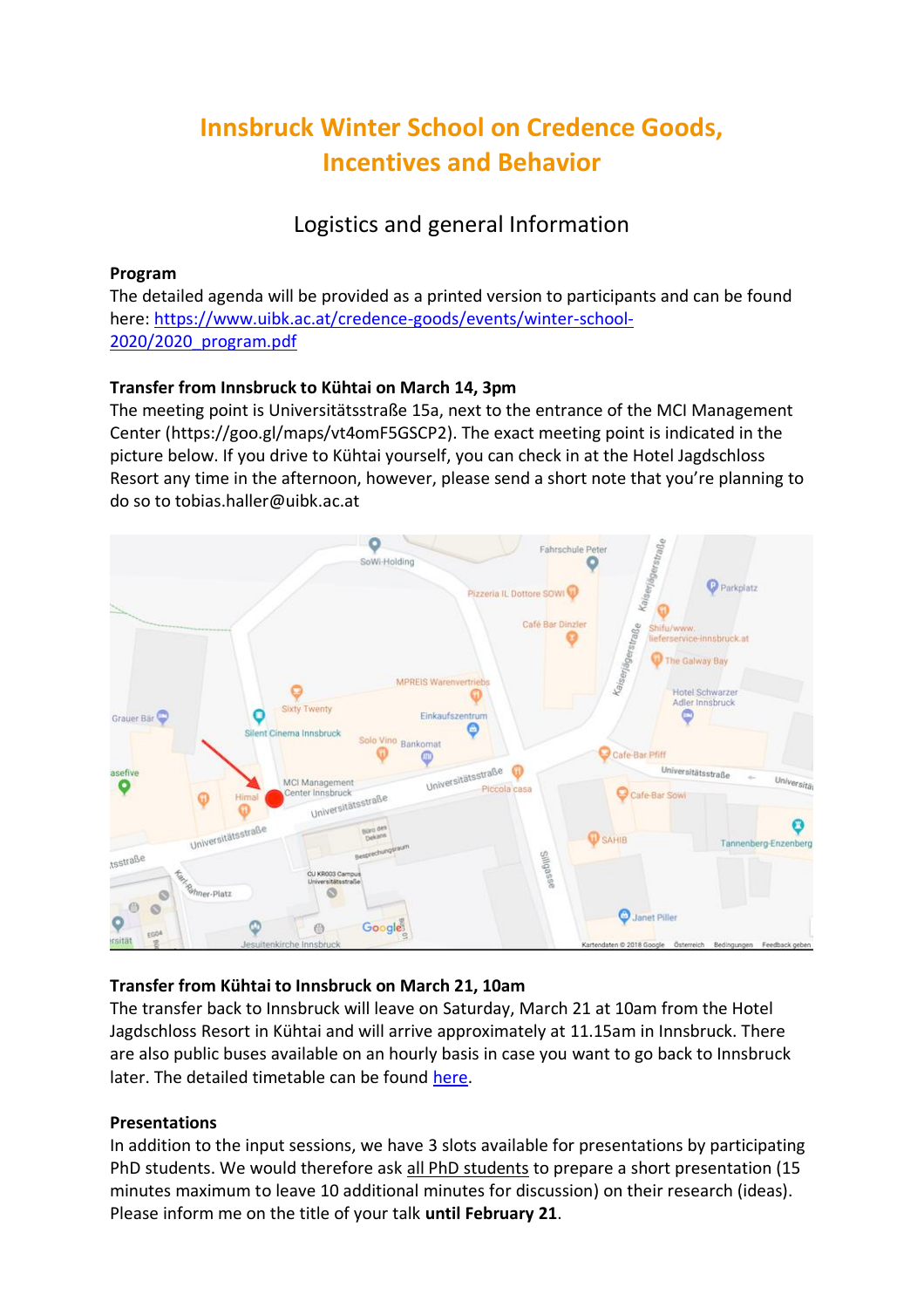# Innsbruck Winter School on Credence Goods, Incentives and Behavior

## Logistics and general Information

**Program**

The detailed agenda will be provided as a printed version to participants and can be found here: https://www.uibk.ac.at/credence-goods/events/winter-school-2020/2020_program.pdf

**Transfer from Innsbruck to Kühtai on March 14, 3pm**

The meeting point is Universitätsstraße 15a, next to the entrance of the MCI Management Center (https://goo.gl/maps/vt4omF5GSCP2). The exact meeting point is indicated in the picture below. If you drive to Kühtai yourself, you can check in at the Hotel Jagdschloss Resort any time in the afternoon, however, please send a short note that you're planning to do so to tobias.haller@uibk.ac.at

**Transfer from Kühtai to Innsbruck on March 21, 10am**

The transfer back to Innsbruck will leave on Saturday, March 21 at 10am from the Hotel Jagdschloss Resort in Kühtai and will arrive approximately at 11.15am in Innsbruck. There are also public buses available on an hourly basis in case you want to go back to Innsbruck later. The detailed timetable can be found here.

**Presentations**

In addition to the input sessions, we have 3 slots available for presentations by participating PhD students. We would therefore ask all PhD students to prepare a short presentation (15 minutes maximum to leave 10 additional minutes for discussion) on their research (ideas). Please inform me on the title of your talk **until February 21**.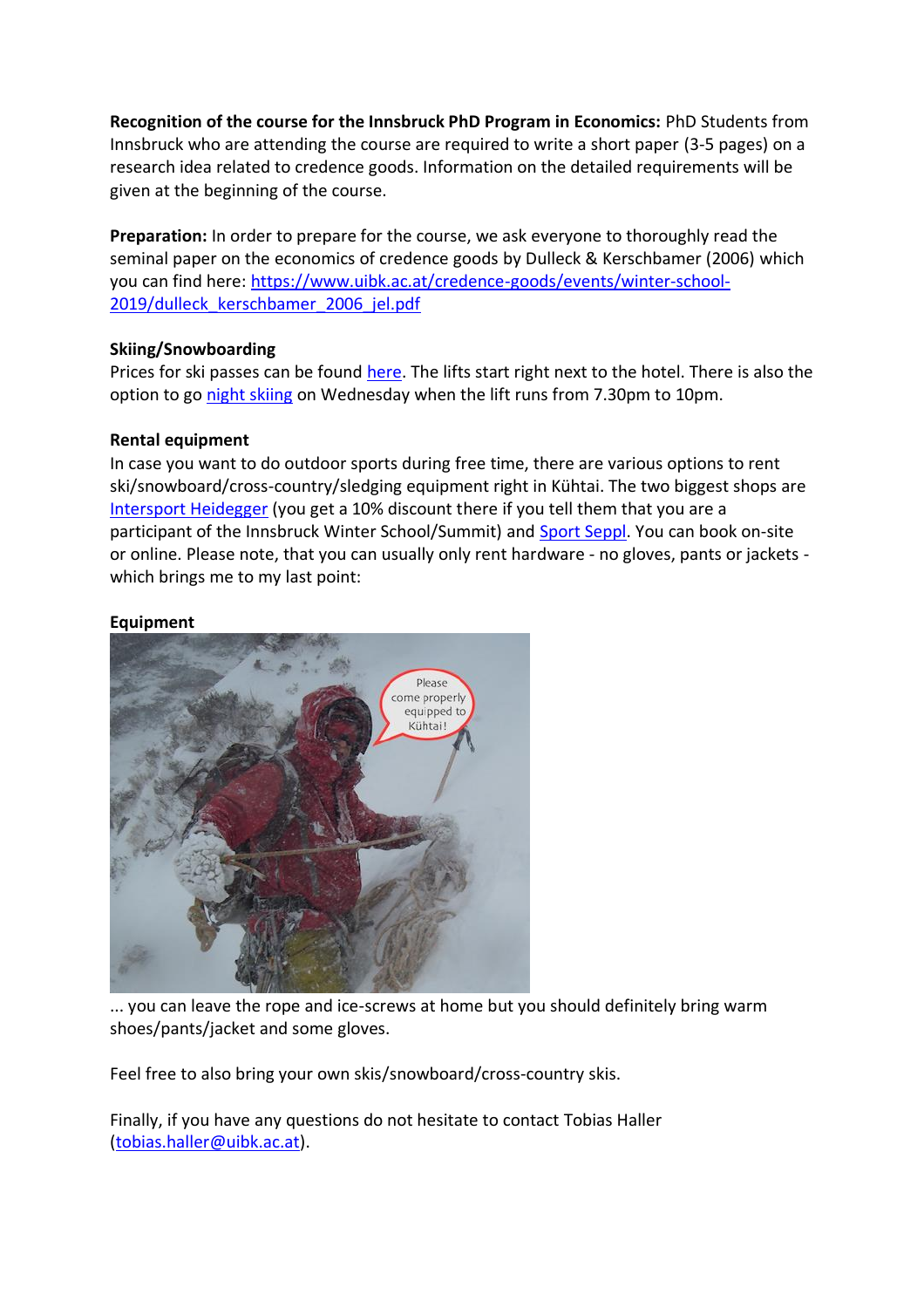**Recognition of the course for the Innsbruck PhD Program in Economics:** PhD Students from Innsbruck who are attending the course are required to write a short paper (3-5 pages) on a research idea related to credence goods. Information on the detailed requirements will be given at the beginning of the course.

**Preparation:** In order to prepare for the course, we ask everyone to thoroughly read the seminal paper on the economics of credence goods by Dulleck & Kerschbamer (2006) which you can find here: https://www.uibk.ac.at/credence-goods/events/winter-school-2019/dulleck_kerschbamer_2006_jel.pdf

**Skiing/Snowboarding**

Prices for ski passes can be found here. The lifts start right next to the hotel. There is also the option to go night skiing on Wednesday when the lift runs from 7.30pm to 10pm.

**Rental equipment**

In case you want to do outdoor sports during free time, there are various options to rent ski/snowboard/cross-country/sledging equipment right in Kühtai. The two biggest shops are Intersport Heidegger (you get a 10% discount there if you tell them that you are a participant of the Innsbruck Winter School/Summit) and Sport Seppl. You can book on-site or online. Please note, that you can usually only rent hardware - no gloves, pants or jackets - which brings me to my last point:

**Equipment**

... you can leave the rope and ice-screws at home but you should definitely bring warm shoes/pants/jacket and some gloves.

Feel free to also bring your own skis/snowboard/cross-country skis.

Finally, if you have any questions do not hesitate to contact Tobias Haller (tobias.haller@uibk.ac.at).